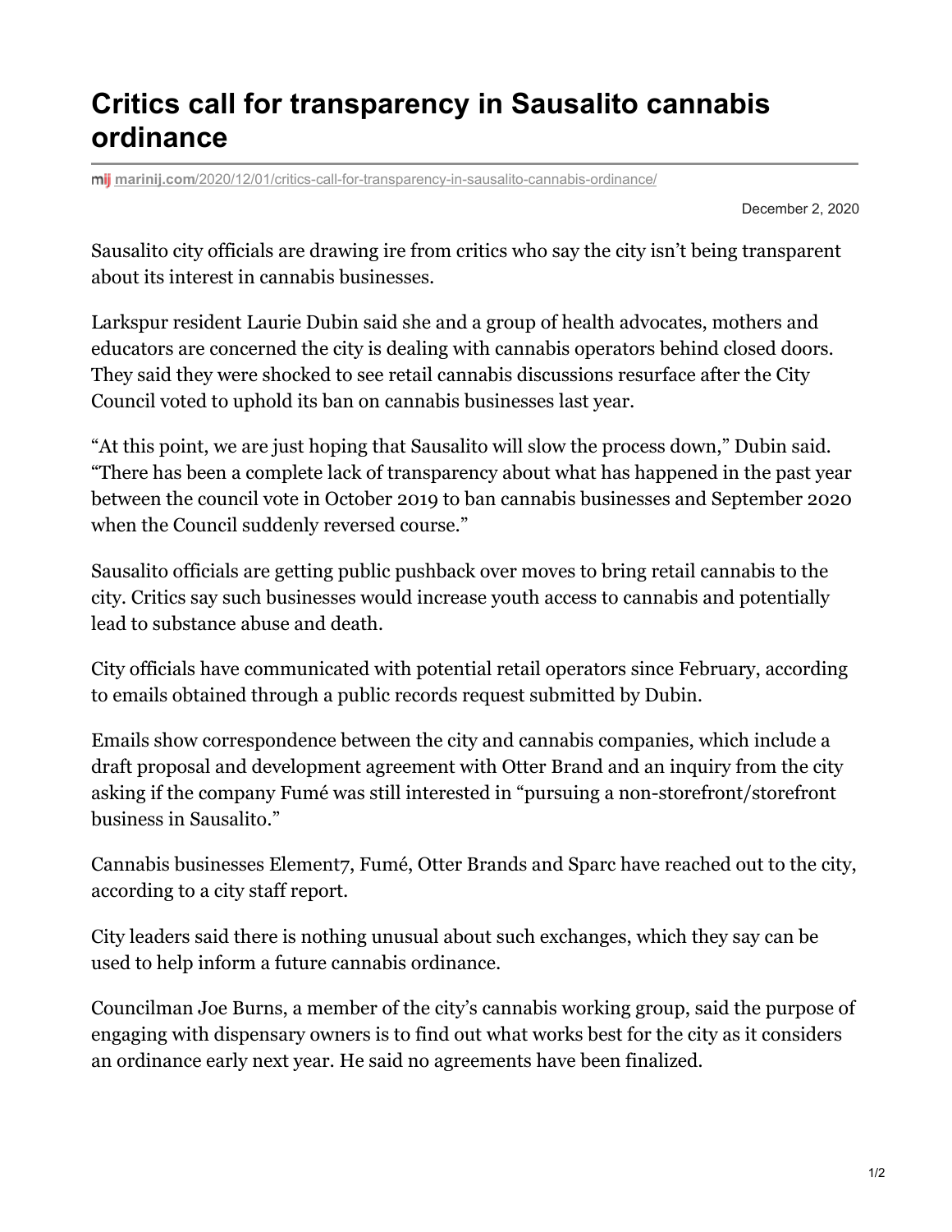# Critics call for transparency in Sausalito cannabis ordinance

marinij.com/2020/12/01/critics-call-for-transparency-in-sausalito-cannabis-ordinance/

December 2, 2020

Sausalito city officials are drawing ire from critics who say the city isn't being transparent about its interest in cannabis businesses.

Larkspur resident Laurie Dubin said she and a group of health advocates, mothers and educators are concerned the city is dealing with cannabis operators behind closed doors. They said they were shocked to see retail cannabis discussions resurface after the City Council voted to uphold its ban on cannabis businesses last year.

"At this point, we are just hoping that Sausalito will slow the process down," Dubin said. "There has been a complete lack of transparency about what has happened in the past year between the council vote in October 2019 to ban cannabis businesses and September 2020 when the Council suddenly reversed course."

Sausalito officials are getting public pushback over moves to bring retail cannabis to the city. Critics say such businesses would increase youth access to cannabis and potentially lead to substance abuse and death.

City officials have communicated with potential retail operators since February, according to emails obtained through a public records request submitted by Dubin.

Emails show correspondence between the city and cannabis companies, which include a draft proposal and development agreement with Otter Brand and an inquiry from the city asking if the company Fumé was still interested in "pursuing a non-storefront/storefront business in Sausalito."

Cannabis businesses Element7, Fumé, Otter Brands and Sparc have reached out to the city, according to a city staff report.

City leaders said there is nothing unusual about such exchanges, which they say can be used to help inform a future cannabis ordinance.

Councilman Joe Burns, a member of the city's cannabis working group, said the purpose of engaging with dispensary owners is to find out what works best for the city as it considers an ordinance early next year. He said no agreements have been finalized.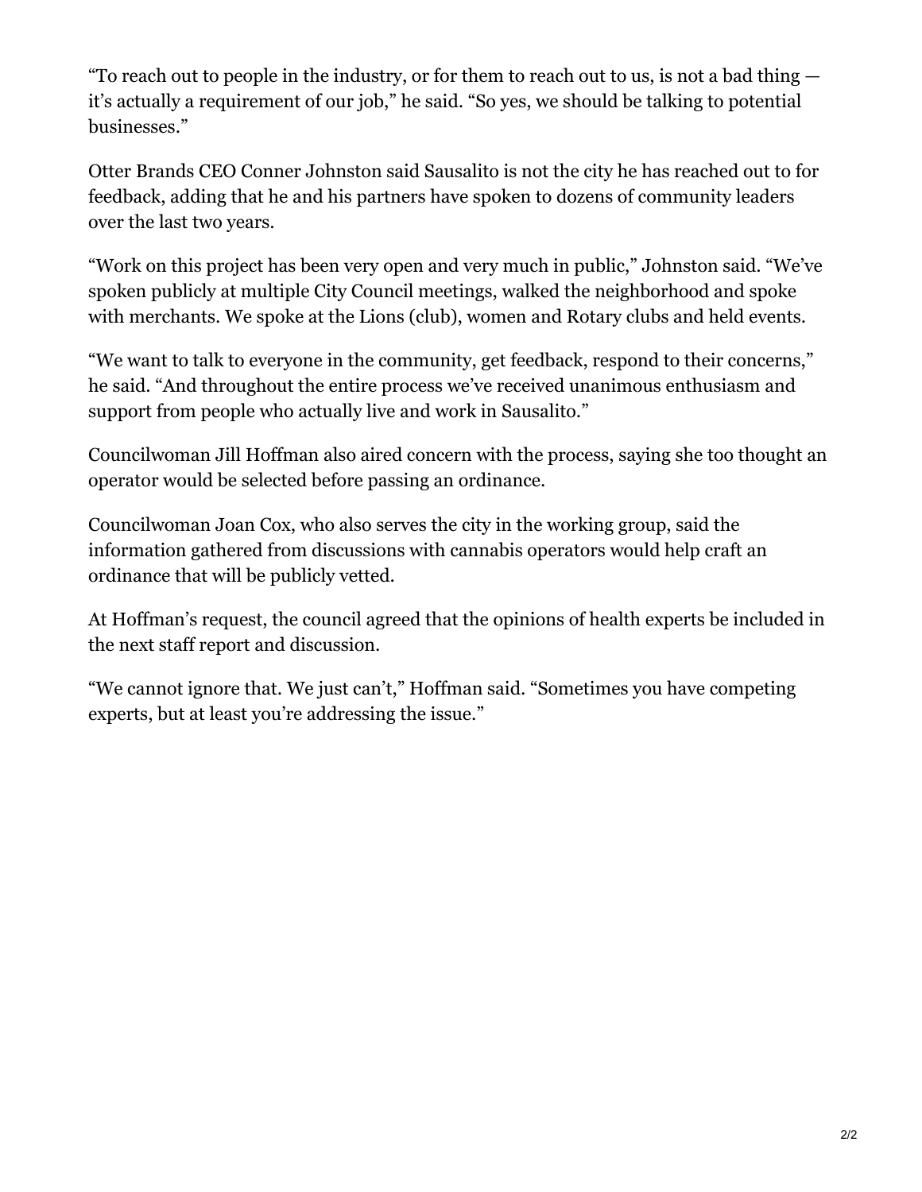"To reach out to people in the industry, or for them to reach out to us, is not a bad thing — it's actually a requirement of our job," he said. "So yes, we should be talking to potential businesses."

Otter Brands CEO Conner Johnston said Sausalito is not the city he has reached out to for feedback, adding that he and his partners have spoken to dozens of community leaders over the last two years.

"Work on this project has been very open and very much in public," Johnston said. "We've spoken publicly at multiple City Council meetings, walked the neighborhood and spoke with merchants. We spoke at the Lions (club), women and Rotary clubs and held events.

"We want to talk to everyone in the community, get feedback, respond to their concerns," he said. "And throughout the entire process we've received unanimous enthusiasm and support from people who actually live and work in Sausalito."

Councilwoman Jill Hoffman also aired concern with the process, saying she too thought an operator would be selected before passing an ordinance.

Councilwoman Joan Cox, who also serves the city in the working group, said the information gathered from discussions with cannabis operators would help craft an ordinance that will be publicly vetted.

At Hoffman's request, the council agreed that the opinions of health experts be included in the next staff report and discussion.

"We cannot ignore that. We just can't," Hoffman said. "Sometimes you have competing experts, but at least you're addressing the issue."